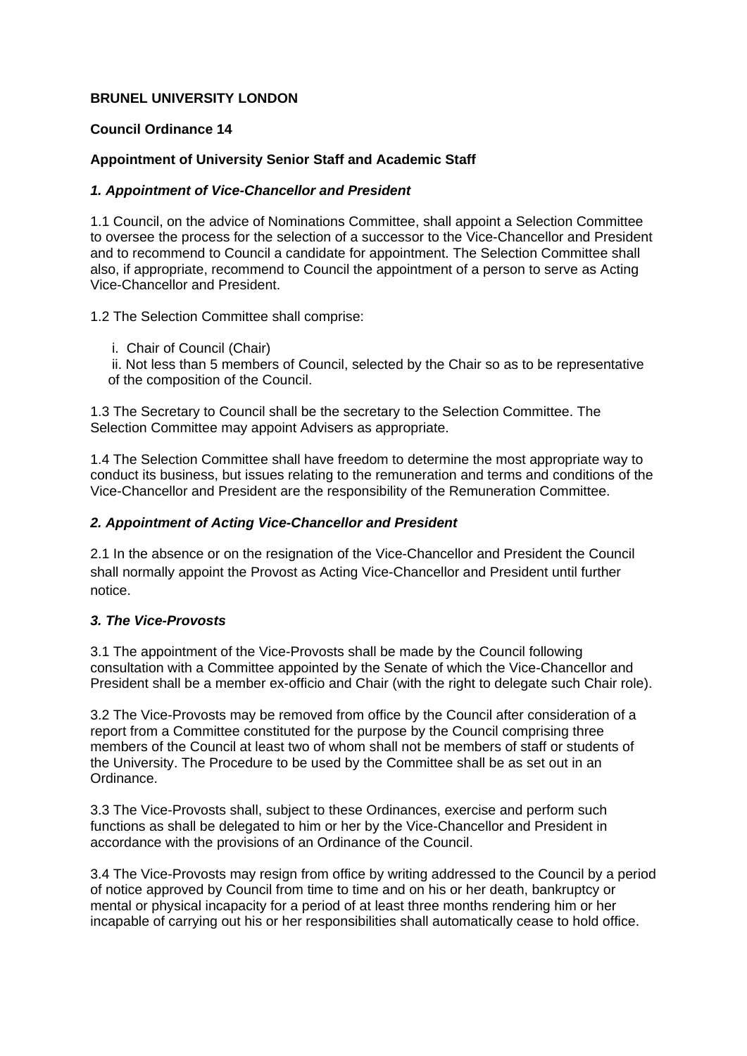**BRUNEL UNIVERSITY LONDON**

**Council Ordinance 14**

**Appointment of University Senior Staff and Academic Staff**

***1. Appointment of Vice-Chancellor and President***

1.1 Council, on the advice of Nominations Committee, shall appoint a Selection Committee to oversee the process for the selection of a successor to the Vice-Chancellor and President and to recommend to Council a candidate for appointment. The Selection Committee shall also, if appropriate, recommend to Council the appointment of a person to serve as Acting Vice-Chancellor and President.

1.2 The Selection Committee shall comprise:

i. Chair of Council (Chair)
ii. Not less than 5 members of Council, selected by the Chair so as to be representative of the composition of the Council.

1.3 The Secretary to Council shall be the secretary to the Selection Committee. The Selection Committee may appoint Advisers as appropriate.

1.4 The Selection Committee shall have freedom to determine the most appropriate way to conduct its business, but issues relating to the remuneration and terms and conditions of the Vice-Chancellor and President are the responsibility of the Remuneration Committee.

***2. Appointment of Acting Vice-Chancellor and President***

2.1 In the absence or on the resignation of the Vice-Chancellor and President the Council shall normally appoint the Provost as Acting Vice-Chancellor and President until further notice.

***3. The Vice-Provosts***

3.1 The appointment of the Vice-Provosts shall be made by the Council following consultation with a Committee appointed by the Senate of which the Vice-Chancellor and President shall be a member ex-officio and Chair (with the right to delegate such Chair role).

3.2 The Vice-Provosts may be removed from office by the Council after consideration of a report from a Committee constituted for the purpose by the Council comprising three members of the Council at least two of whom shall not be members of staff or students of the University. The Procedure to be used by the Committee shall be as set out in an Ordinance.

3.3 The Vice-Provosts shall, subject to these Ordinances, exercise and perform such functions as shall be delegated to him or her by the Vice-Chancellor and President in accordance with the provisions of an Ordinance of the Council.

3.4 The Vice-Provosts may resign from office by writing addressed to the Council by a period of notice approved by Council from time to time and on his or her death, bankruptcy or mental or physical incapacity for a period of at least three months rendering him or her incapable of carrying out his or her responsibilities shall automatically cease to hold office.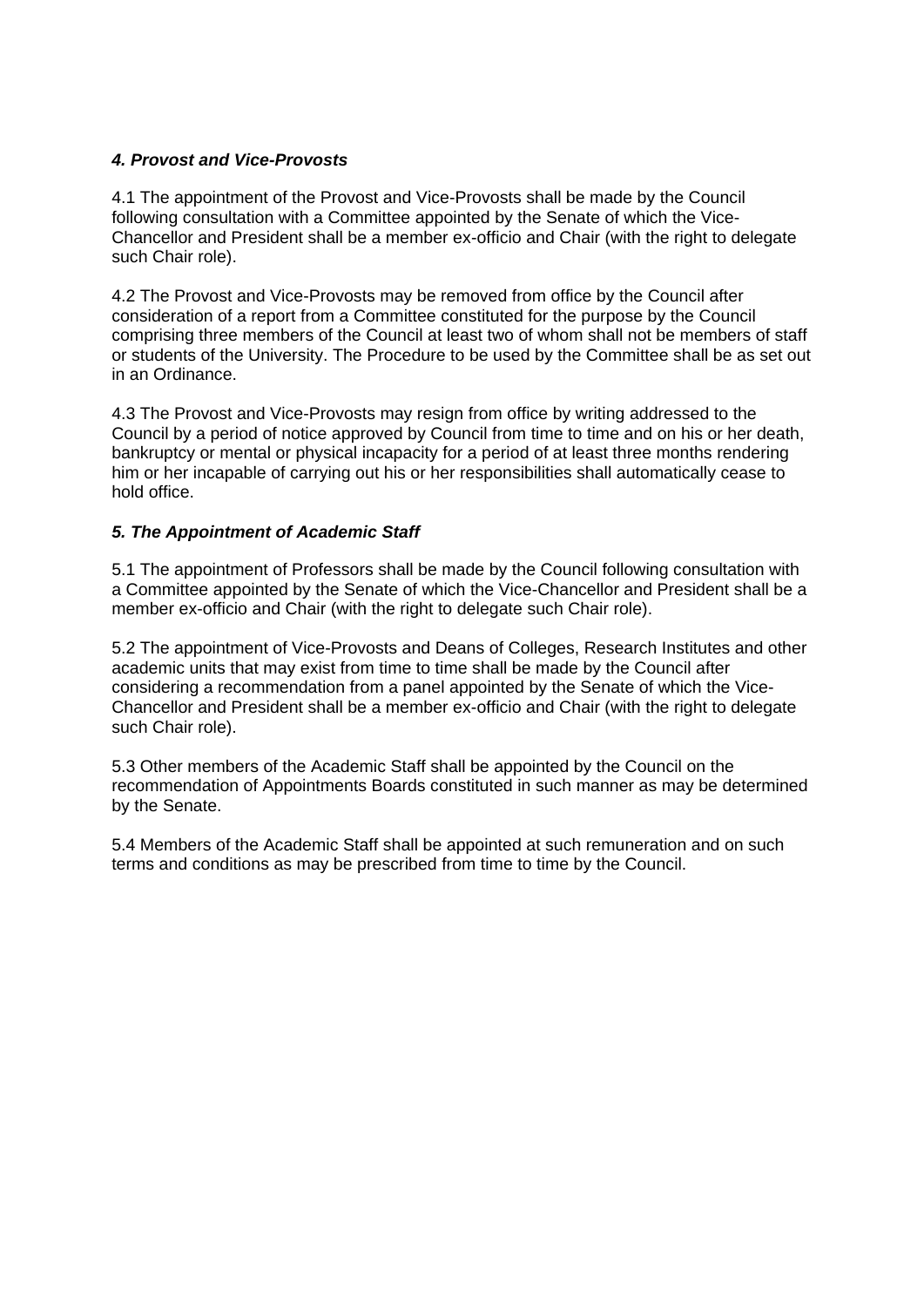### *4. Provost and Vice-Provosts*

4.1 The appointment of the Provost and Vice-Provosts shall be made by the Council following consultation with a Committee appointed by the Senate of which the Vice-Chancellor and President shall be a member ex-officio and Chair (with the right to delegate such Chair role).

4.2 The Provost and Vice-Provosts may be removed from office by the Council after consideration of a report from a Committee constituted for the purpose by the Council comprising three members of the Council at least two of whom shall not be members of staff or students of the University. The Procedure to be used by the Committee shall be as set out in an Ordinance.

4.3 The Provost and Vice-Provosts may resign from office by writing addressed to the Council by a period of notice approved by Council from time to time and on his or her death, bankruptcy or mental or physical incapacity for a period of at least three months rendering him or her incapable of carrying out his or her responsibilities shall automatically cease to hold office.

### *5. The Appointment of Academic Staff*

5.1 The appointment of Professors shall be made by the Council following consultation with a Committee appointed by the Senate of which the Vice-Chancellor and President shall be a member ex-officio and Chair (with the right to delegate such Chair role).

5.2 The appointment of Vice-Provosts and Deans of Colleges, Research Institutes and other academic units that may exist from time to time shall be made by the Council after considering a recommendation from a panel appointed by the Senate of which the Vice-Chancellor and President shall be a member ex-officio and Chair (with the right to delegate such Chair role).

5.3 Other members of the Academic Staff shall be appointed by the Council on the recommendation of Appointments Boards constituted in such manner as may be determined by the Senate.

5.4 Members of the Academic Staff shall be appointed at such remuneration and on such terms and conditions as may be prescribed from time to time by the Council.